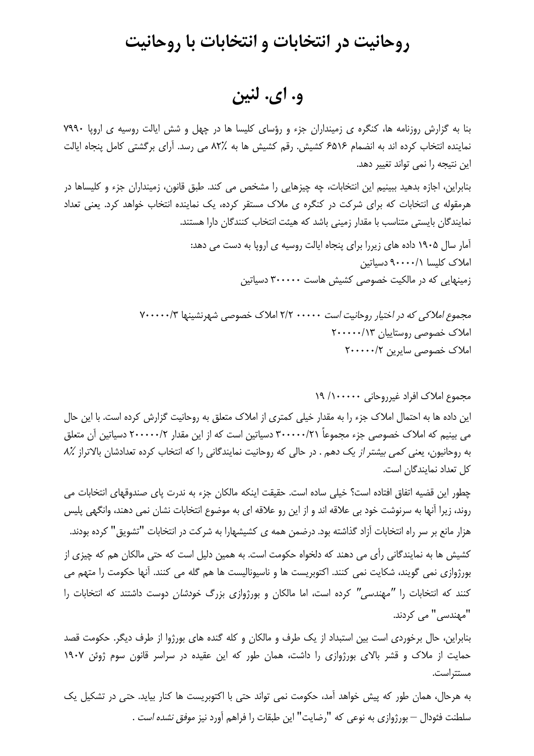# روحانیت در انتخابات و انتخابات با روحانیت

# و. ای. لنین

بنا به گزارش روزنامه ها، کنگره ی زمینداران جزء و رؤسای کلیسا ها در چهل و شش ایالت روسیه ی اروپا ۷۹۹۰ نماینده انتخاب کرده اند به انضمام ۶۵۱۶ کشیش. رقم کشیش ها به ۸۲٪ می رسد. آرای برگشتی کامل پنجاه ایالت این نتیجه را نمی تواند تغییر دهد.

بنابراین، اجازه بدهید ببینیم این انتخابات، چه چیزهایی را مشخص می کند. طبق قانون، زمینداران جزء و کلیساها در هرمقوله ی انتخابات که برای شرکت در کنگره ی ملاک مستقر کرده، یک نماینده انتخاب خواهد کرد. یعنی تعداد نمایندگان بایستی متناسب با مقدار زمینی باشد که هیئت انتخاب کنندگان دارا هستند.

آمار سال ۱۹۰۵ داده های زیررا برای پنجاه ایالت روسیه ی اروپا به دست می دهد:

املاک کلیسا ۹۰۰۰۰/۱ دسیاتین

زمینهایی که در مالکیت خصوصی کشیش هاست ۳۰۰۰۰۰ دسیاتین

*مجموع املاکی که در اختیار روحانیت است* ۰۰۰۰۰ ۲/۲ املاک خصوصی شهرنشینها ۷۰۰۰۰۰/۳

املاک خصوصی روستاییان ۲۰۰۰۰۰/۱۳

املاک خصوصی سایرین ۲۰۰۰۰۰/۲

مجموع املاک افراد غیرروحانی ۱۰۰۰۰۰/ ۱۹

این داده ها به احتمال املاک جزء را به مقدار خیلی کمتری از املاک متعلق به روحانیت گزارش کرده است. با این حال می بینیم که املاک خصوصی جزء مجموعاً ۳۰۰۰۰۰/۲۱ دسیاتین است که از این مقدار ۲۰۰۰۰۰/۲ دسیاتین آن متعلق به روحانیون، یعنی *کمی بیشتر از* یک دهم . در حالی که روحانیت نمایندگانی را که انتخاب کرده تعدادشان بالاتراز *۸٪* کل تعداد نمایندگان است.

چطور این قضیه اتفاق افتاده است؟ خیلی ساده است. حقیقت اینکه مالکان جزء به ندرت پای صندوقهای انتخابات می روند، زیرا آنها به سرنوشت خود بی علاقه اند و از این رو علاقه ای به موضوع انتخابات نشان نمی دهند، وانگهی پلیس هزار مانع بر سر راه انتخابات آزاد گذاشته بود. درضمن همه ی کشیشهارا به شرکت در انتخابات "تشویق" کرده بودند.

کشیش ها به نمایندگانی رأی می دهند که دلخواه حکومت است. به همین دلیل است که حتی مالکان هم که چیزی از بورژوازی نمی گویند، شکایت نمی کنند. اکتوبریست ها و ناسیونالیست ها هم گله می کنند. آنها حکومت را متهم می کنند که انتخابات را *"مهندسی"* کرده است، اما مالکان و بورژوازی بزرگ *خودشان* دوست داشتند که انتخابات را "مهندسی" می کردند.

بنابراین، حال برخوردی است بین استبداد از یک طرف و مالکان و کله گنده های بورژوا از طرف دیگر. حکومت قصد حمایت از ملاک و قشر بالای بورژوازی را داشت، همان طور که این عقیده در سراسر قانون سوم ژوئن ۱۹۰۷ مستتراست.

به هرحال، همان طور که پیش خواهد آمد، حکومت نمی تواند حتی با اکتوبریست ها کنار بیاید. حتی در تشکیل یک سلطنت فئودال – بورژوازی به نوعی که "رضایت" این طبقات را فراهم آورد نیز *موفق نشده است* .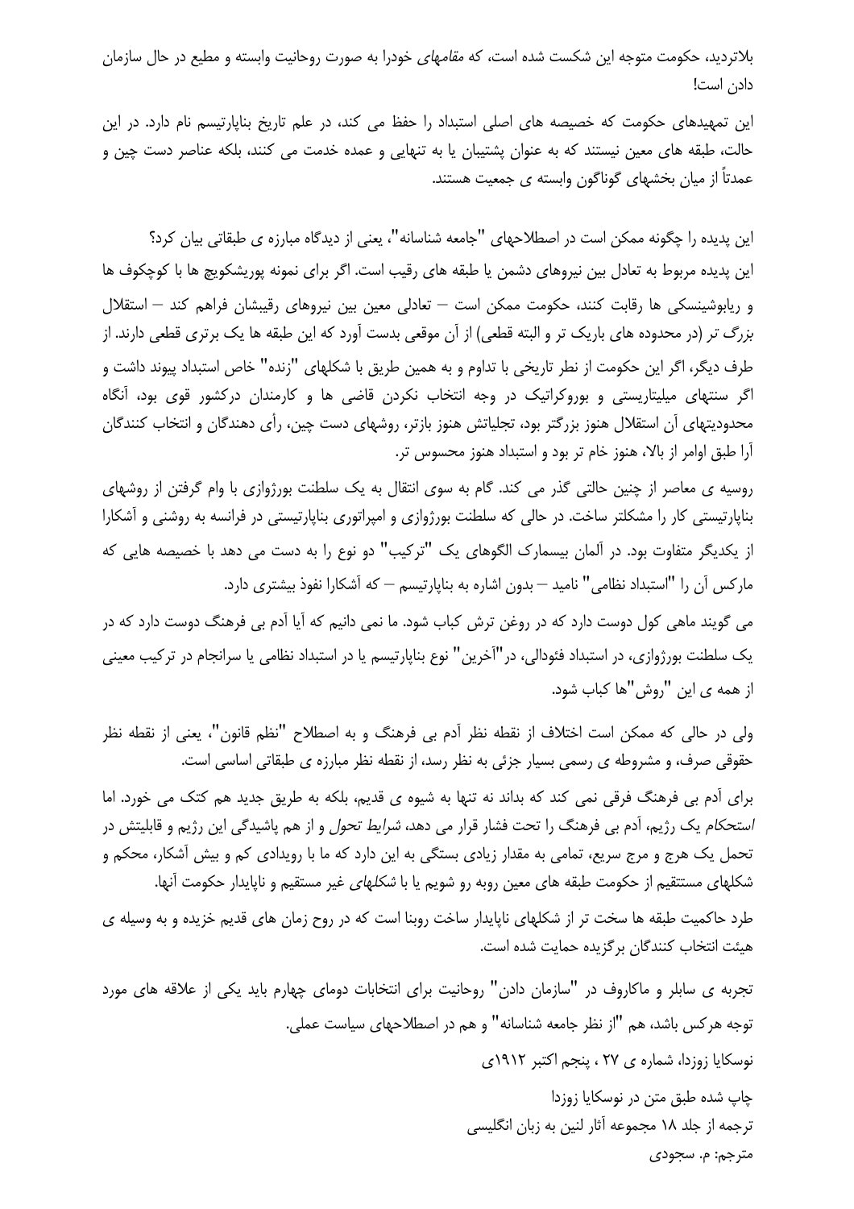بلاتردید، حکومت متوجه این شکست شده است، که *مقامهای* خودرا به صورت روحانیت وابسته و مطیع در حال سازمان دادن است!

این تمهیدهای حکومت که خصیصه های اصلی استبداد را حفظ می کند، در علم تاریخ بناپارتیسم نام دارد. در این حالت، طبقه های معین نیستند که به عنوان پشتیبان یا به تنهایی و عمده خدمت می کنند، بلکه عناصر دست چین و عمدتاً از میان بخشهای گوناگون وابسته ی جمعیت هستند.

این پدیده را چگونه ممکن است در اصطلاحهای "جامعه شناسانه"، یعنی از دیدگاه مبارزه ی طبقاتی بیان کرد؟

این پدیده مربوط به تعادل بین نیروهای دشمن یا طبقه های رقیب است. اگر برای نمونه پوریشکویچ ها با کوچکوف ها و ریابوشینسکی ها رقابت کنند، حکومت ممکن است – تعادلی معین بین نیروهای رقیبشان فراهم کند – استقلال بزرگ تر (در محدوده های باریک تر و البته قطعی) از آن موقعی بدست آورد که این طبقه ها یک برتری قطعی دارند. از طرف دیگر، اگر این حکومت از نظر تاریخی با تداوم و به همین طریق با شکلهای "زنده" خاص استبداد پیوند داشت و اگر سنتهای میلیتاریستی و بوروکراتیک در وجه انتخاب نکردن قاضی ها و کارمندان درکشور قوی بود، آنگاه محدودیتهای آن استقلال هنوز بزرگتر بود، تجلیاتش هنوز بازتر، روشهای دست چین، رأی دهندگان و انتخاب کنندگان آرا طبق اوامر از بالا، هنوز خام تر بود و استبداد هنوز محسوس تر.

روسیه ی معاصر از چنین حالتی گذر می کند. گام به سوی انتقال به یک سلطنت بورژوازی با وام گرفتن از روشهای بناپارتیستی کار را مشکلتر ساخت. در حالی که سلطنت بورژوازی و امپراتوری بناپارتیستی در فرانسه به روشنی و آشکارا از یکدیگر متفاوت بود. در آلمان بیسمارک الگوهای یک "ترکیب" دو نوع را به دست می دهد با خصیصه هایی که مارکس آن را "استبداد نظامی" نامید – بدون اشاره به بناپارتیسم – که آشکارا نفوذ بیشتری دارد.

می گویند ماهی کول دوست دارد که در روغن ترش کباب شود. ما نمی دانیم که آیا آدم بی فرهنگ دوست دارد که در یک سلطنت بورژوازی، در استبداد فئودالی، در"آخرین" نوع بناپارتیسم یا در استبداد نظامی یا سرانجام در ترکیب معینی از همه ی این "روش"ها کباب شود.

ولی در حالی که ممکن است اختلاف از نقطه نظر آدم بی فرهنگ و به اصطلاح "نظم قانون"، یعنی از نقطه نظر حقوقی صرف، و مشروطه ی رسمی بسیار جزئی به نظر رسد، از نقطه نظر مبارزه ی طبقاتی اساسی است.

برای آدم بی فرهنگ فرقی نمی کند که بداند نه تنها به شیوه ی قدیم، بلکه به طریق جدید هم کتک می خورد. اما *استحکام* یک رژیم، آدم بی فرهنگ را تحت فشار قرار می دهد، *شرایط تحول* و از هم پاشیدگی این رژیم و قابلیتش در تحمل یک هرج و مرج سریع، تمامی به مقدار زیادی بستگی به این دارد که ما با رویدادی کم و بیش آشکار، محکم و شکلهای مستقیم از حکومت طبقه های معین روبه رو شویم یا با *شکلهای* غیر مستقیم و ناپایدار حکومت آنها.

طرد حاکمیت طبقه ها سخت تر از شکلهای ناپایدار ساخت روبنا است که در روح زمان های قدیم خزیده و به وسیله ی هیئت انتخاب کنندگان برگزیده حمایت شده است.

تجربه ی سابلر و ماکاروف در "سازمان دادن" روحانیت برای انتخابات دومای چهارم باید یکی از علاقه های مورد توجه هرکس باشد، هم "از نظر جامعه شناسانه" و هم در اصطلاحهای سیاست عملی.

نوسکایا زوزدا، شماره ی ۲۷ ، پنجم اکتبر ۱۹۱۲ی

چاپ شده طبق متن در نوسکایا زوزدا
ترجمه از جلد ۱۸ مجموعه آثار لنین به زبان انگلیسی
مترجم: م. سجودی